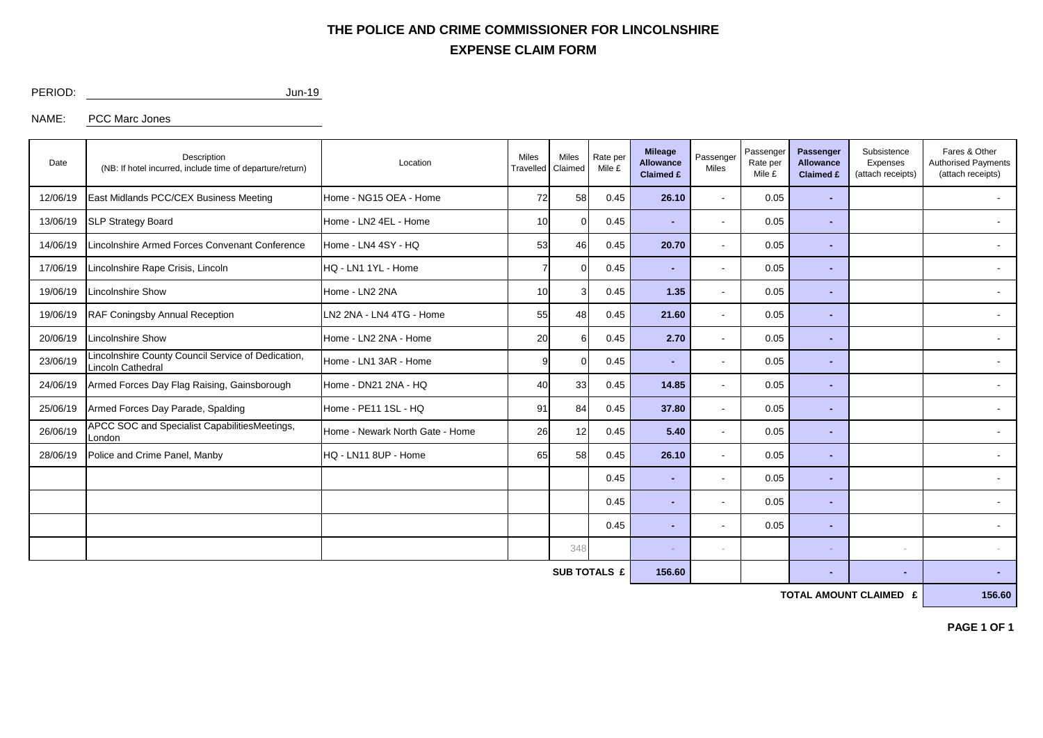# THE POLICE AND CRIME COMMISSIONER FOR LINCOLNSHIRE

## EXPENSE CLAIM FORM

PERIOD: Jun-19

NAME: PCC Marc Jones

| Date | Description (NB: If hotel incurred, include time of departure/return) | Location | Miles Travelled | Miles Claimed | Rate per Mile £ | Mileage Allowance Claimed £ | Passenger Miles | Passenger Rate per Mile £ | Passenger Allowance Claimed £ | Subsistence Expenses (attach receipts) | Fares & Other Authorised Payments (attach receipts) |
|---|---|---|---|---|---|---|---|---|---|---|---|
| 12/06/19 | East Midlands PCC/CEX Business Meeting | Home - NG15 OEA - Home | 72 | 58 | 0.45 | 26.10 | - | 0.05 | - | | - |
| 13/06/19 | SLP Strategy Board | Home - LN2 4EL - Home | 10 | 0 | 0.45 | - | - | 0.05 | - | | - |
| 14/06/19 | Lincolnshire Armed Forces Convenant Conference | Home - LN4 4SY - HQ | 53 | 46 | 0.45 | 20.70 | - | 0.05 | - | | - |
| 17/06/19 | Lincolnshire Rape Crisis, Lincoln | HQ - LN1 1YL - Home | 7 | 0 | 0.45 | - | - | 0.05 | - | | - |
| 19/06/19 | Lincolnshire Show | Home - LN2 2NA | 10 | 3 | 0.45 | 1.35 | - | 0.05 | - | | - |
| 19/06/19 | RAF Coningsby Annual Reception | LN2 2NA - LN4 4TG - Home | 55 | 48 | 0.45 | 21.60 | - | 0.05 | - | | - |
| 20/06/19 | Lincolnshire Show | Home - LN2 2NA - Home | 20 | 6 | 0.45 | 2.70 | - | 0.05 | - | | - |
| 23/06/19 | Lincolnshire County Council Service of Dedication, Lincoln Cathedral | Home - LN1 3AR - Home | 9 | 0 | 0.45 | - | - | 0.05 | - | | - |
| 24/06/19 | Armed Forces Day Flag Raising, Gainsborough | Home - DN21 2NA - HQ | 40 | 33 | 0.45 | 14.85 | - | 0.05 | - | | - |
| 25/06/19 | Armed Forces Day Parade, Spalding | Home - PE11 1SL - HQ | 91 | 84 | 0.45 | 37.80 | - | 0.05 | - | | - |
| 26/06/19 | APCC SOC and Specialist CapabilitiesMeetings, London | Home - Newark North Gate - Home | 26 | 12 | 0.45 | 5.40 | - | 0.05 | - | | - |
| 28/06/19 | Police and Crime Panel, Manby | HQ - LN11 8UP - Home | 65 | 58 | 0.45 | 26.10 | - | 0.05 | - | | - |
| | | | | | 0.45 | - | - | 0.05 | - | | - |
| | | | | | 0.45 | - | - | 0.05 | - | | - |
| | | | | | 0.45 | - | - | 0.05 | - | | - |
| | | | | 348 | | - | - | | - | - | - |
| | | | | | SUB TOTALS £ | 156.60 | | | - | - | - |
| | | | | | | | | | TOTAL AMOUNT CLAIMED £ | | 156.60 |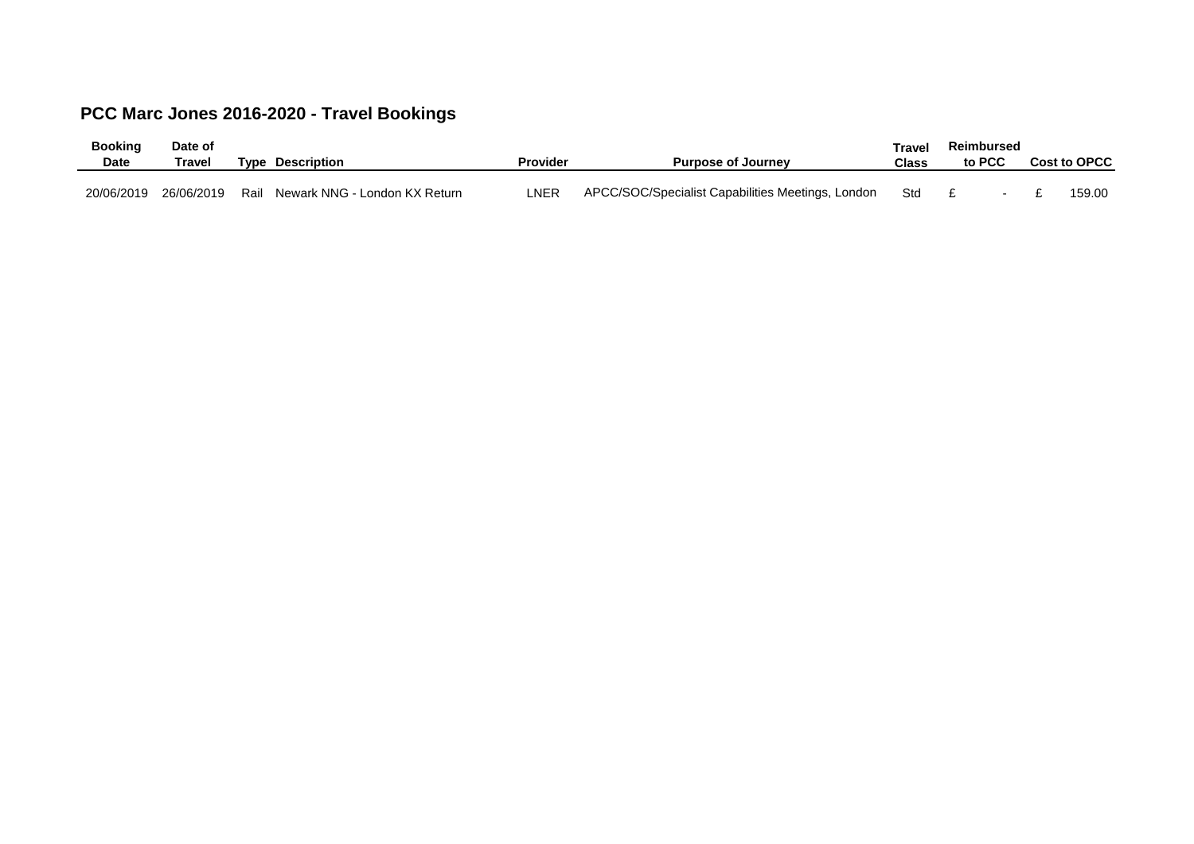## PCC Marc Jones 2016-2020 - Travel Bookings

| Booking Date | Date of Travel | Type | Description | Provider | Purpose of Journey | Travel Class | Reimbursed to PCC | Cost to OPCC |
|---|---|---|---|---|---|---|---|---|
| 20/06/2019 | 26/06/2019 | Rail | Newark NNG - London KX Return | LNER | APCC/SOC/Specialist Capabilities Meetings, London | Std | £ - | £ 159.00 |